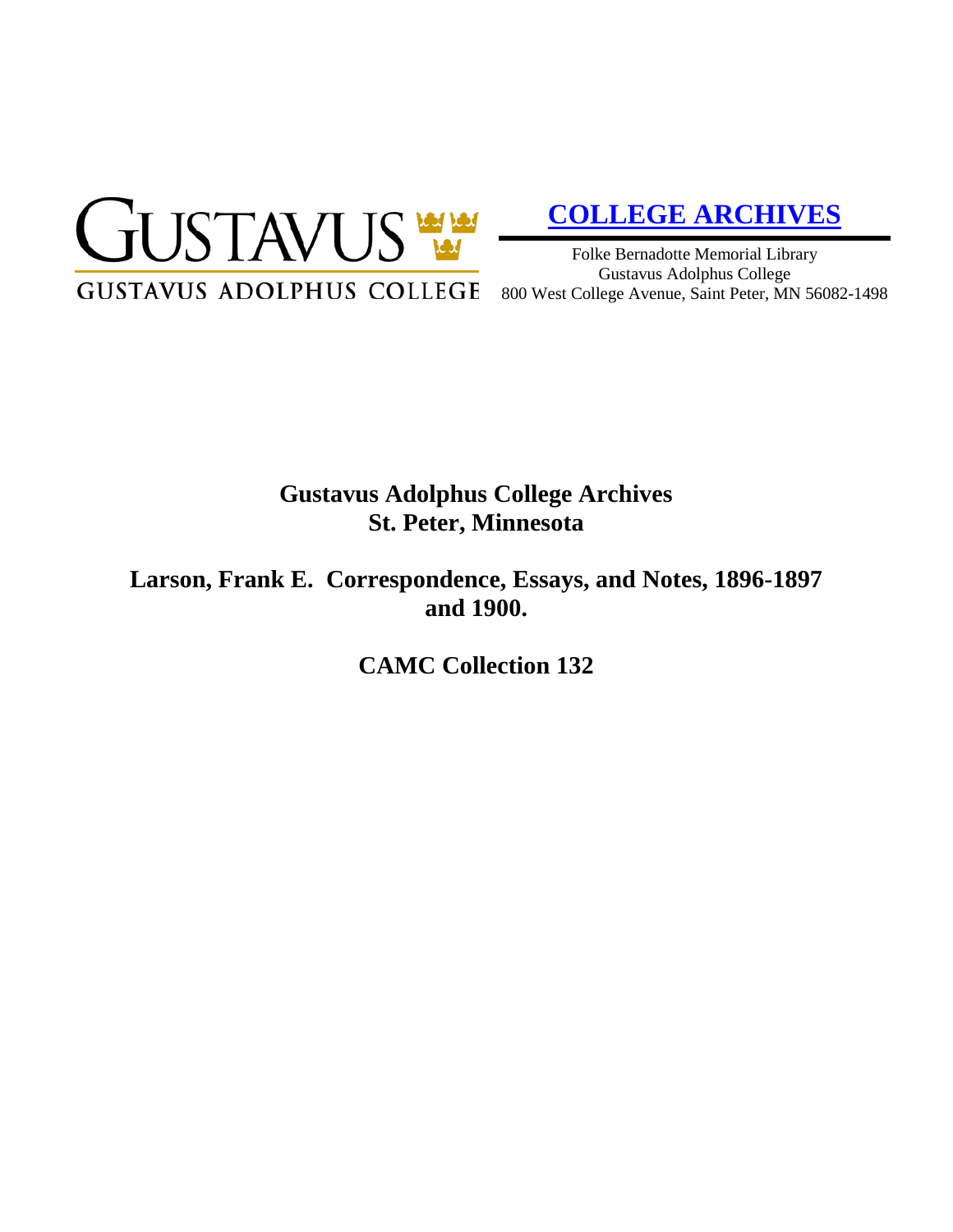GUSTAVUS

GUSTAVUS ADOLPHUS COLLEGE

**COLLEGE ARCHIVES**

Folke Bernadotte Memorial Library
Gustavus Adolphus College
800 West College Avenue, Saint Peter, MN 56082-1498

# Gustavus Adolphus College Archives
# St. Peter, Minnesota

## Larson, Frank E. Correspondence, Essays, and Notes, 1896-1897 and 1900.

## CAMC Collection 132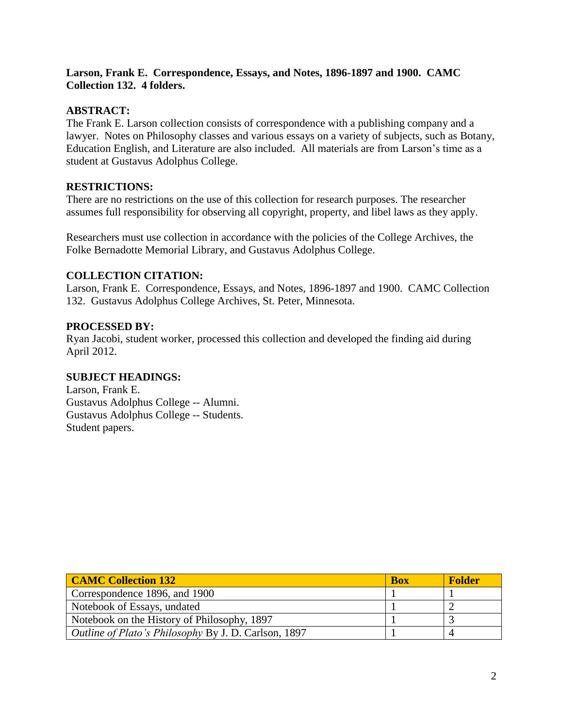**Larson, Frank E. Correspondence, Essays, and Notes, 1896-1897 and 1900. CAMC Collection 132. 4 folders.**

**ABSTRACT:**
The Frank E. Larson collection consists of correspondence with a publishing company and a lawyer. Notes on Philosophy classes and various essays on a variety of subjects, such as Botany, Education English, and Literature are also included. All materials are from Larson's time as a student at Gustavus Adolphus College.

**RESTRICTIONS:**
There are no restrictions on the use of this collection for research purposes. The researcher assumes full responsibility for observing all copyright, property, and libel laws as they apply.

Researchers must use collection in accordance with the policies of the College Archives, the Folke Bernadotte Memorial Library, and Gustavus Adolphus College.

**COLLECTION CITATION:**
Larson, Frank E. Correspondence, Essays, and Notes, 1896-1897 and 1900. CAMC Collection 132. Gustavus Adolphus College Archives, St. Peter, Minnesota.

**PROCESSED BY:**
Ryan Jacobi, student worker, processed this collection and developed the finding aid during April 2012.

**SUBJECT HEADINGS:**
Larson, Frank E.
Gustavus Adolphus College -- Alumni.
Gustavus Adolphus College -- Students.
Student papers.

| CAMC Collection 132 | Box | Folder |
|---|---|---|
| Correspondence 1896, and 1900 | 1 | 1 |
| Notebook of Essays, undated | 1 | 2 |
| Notebook on the History of Philosophy, 1897 | 1 | 3 |
| *Outline of Plato's Philosophy* By J. D. Carlson, 1897 | 1 | 4 |